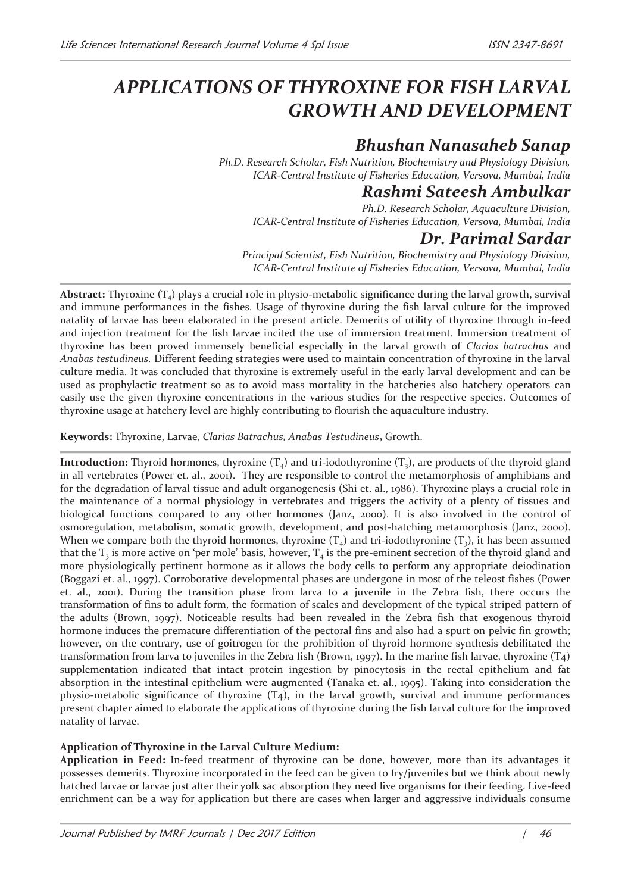# APPLICATIONS OF THYROXINE FOR FISH LARVAL GROWTH AND DEVELOPMENT

## *Bhushan Nanasaheb Sanap*

*Ph.D. Research Scholar, Fish Nutrition, Biochemistry and Physiology Division, ICAR-Central Institute of Fisheries Education, Versova, Mumbai, India*

## *Rashmi Sateesh Ambulkar*

*Ph.D. Research Scholar, Aquaculture Division, ICAR-Central Institute of Fisheries Education, Versova, Mumbai, India*

## *Dr. Parimal Sardar*

*Principal Scientist, Fish Nutrition, Biochemistry and Physiology Division, ICAR-Central Institute of Fisheries Education, Versova, Mumbai, India*

**Abstract:** Thyroxine ($T_4$) plays a crucial role in physio-metabolic significance during the larval growth, survival and immune performances in the fishes. Usage of thyroxine during the fish larval culture for the improved natality of larvae has been elaborated in the present article. Demerits of utility of thyroxine through in-feed and injection treatment for the fish larvae incited the use of immersion treatment. Immersion treatment of thyroxine has been proved immensely beneficial especially in the larval growth of *Clarias batrachus* and *Anabas testudineus.* Different feeding strategies were used to maintain concentration of thyroxine in the larval culture media. It was concluded that thyroxine is extremely useful in the early larval development and can be used as prophylactic treatment so as to avoid mass mortality in the hatcheries also hatchery operators can easily use the given thyroxine concentrations in the various studies for the respective species. Outcomes of thyroxine usage at hatchery level are highly contributing to flourish the aquaculture industry.

**Keywords:** Thyroxine, Larvae, *Clarias Batrachus, Anabas Testudineus***,** Growth.

**Introduction:** Thyroid hormones, thyroxine ($T_4$) and tri-iodothyronine ($T_3$), are products of the thyroid gland in all vertebrates (Power et. al., 2001). They are responsible to control the metamorphosis of amphibians and for the degradation of larval tissue and adult organogenesis (Shi et. al., 1986). Thyroxine plays a crucial role in the maintenance of a normal physiology in vertebrates and triggers the activity of a plenty of tissues and biological functions compared to any other hormones (Janz, 2000). It is also involved in the control of osmoregulation, metabolism, somatic growth, development, and post-hatching metamorphosis (Janz, 2000). When we compare both the thyroid hormones, thyroxine ($T_4$) and tri-iodothyronine ($T_3$), it has been assumed that the $T_3$ is more active on 'per mole' basis, however, $T_4$ is the pre-eminent secretion of the thyroid gland and more physiologically pertinent hormone as it allows the body cells to perform any appropriate deiodination (Boggazi et. al., 1997). Corroborative developmental phases are undergone in most of the teleost fishes (Power et. al., 2001). During the transition phase from larva to a juvenile in the Zebra fish, there occurs the transformation of fins to adult form, the formation of scales and development of the typical striped pattern of the adults (Brown, 1997). Noticeable results had been revealed in the Zebra fish that exogenous thyroid hormone induces the premature differentiation of the pectoral fins and also had a spurt on pelvic fin growth; however, on the contrary, use of goitrogen for the prohibition of thyroid hormone synthesis debilitated the transformation from larva to juveniles in the Zebra fish (Brown, 1997). In the marine fish larvae, thyroxine ($T_4$) supplementation indicated that intact protein ingestion by pinocytosis in the rectal epithelium and fat absorption in the intestinal epithelium were augmented (Tanaka et. al., 1995). Taking into consideration the physio-metabolic significance of thyroxine ($T_4$), in the larval growth, survival and immune performances present chapter aimed to elaborate the applications of thyroxine during the fish larval culture for the improved natality of larvae.

**Application of Thyroxine in the Larval Culture Medium:**

**Application in Feed:** In-feed treatment of thyroxine can be done, however, more than its advantages it possesses demerits. Thyroxine incorporated in the feed can be given to fry/juveniles but we think about newly hatched larvae or larvae just after their yolk sac absorption they need live organisms for their feeding. Live-feed enrichment can be a way for application but there are cases when larger and aggressive individuals consume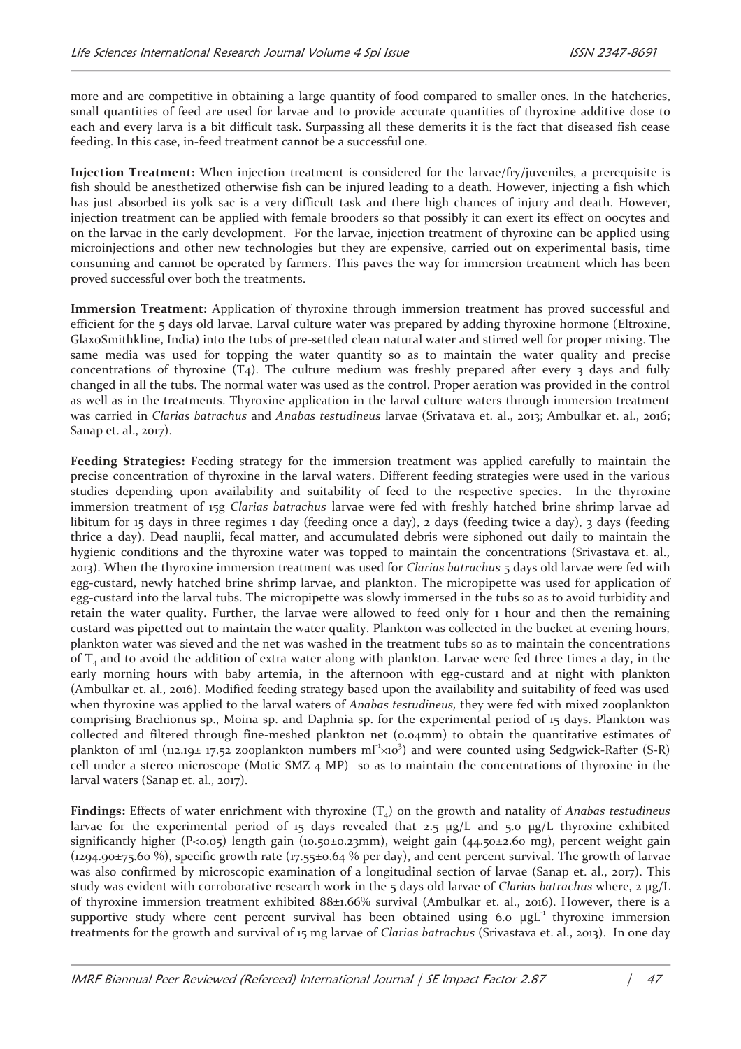more and are competitive in obtaining a large quantity of food compared to smaller ones. In the hatcheries, small quantities of feed are used for larvae and to provide accurate quantities of thyroxine additive dose to each and every larva is a bit difficult task. Surpassing all these demerits it is the fact that diseased fish cease feeding. In this case, in-feed treatment cannot be a successful one.

**Injection Treatment:** When injection treatment is considered for the larvae/fry/juveniles, a prerequisite is fish should be anesthetized otherwise fish can be injured leading to a death. However, injecting a fish which has just absorbed its yolk sac is a very difficult task and there high chances of injury and death. However, injection treatment can be applied with female brooders so that possibly it can exert its effect on oocytes and on the larvae in the early development. For the larvae, injection treatment of thyroxine can be applied using microinjections and other new technologies but they are expensive, carried out on experimental basis, time consuming and cannot be operated by farmers. This paves the way for immersion treatment which has been proved successful over both the treatments.

**Immersion Treatment:** Application of thyroxine through immersion treatment has proved successful and efficient for the 5 days old larvae. Larval culture water was prepared by adding thyroxine hormone (Eltroxine, GlaxoSmithkline, India) into the tubs of pre-settled clean natural water and stirred well for proper mixing. The same media was used for topping the water quantity so as to maintain the water quality and precise concentrations of thyroxine (T4). The culture medium was freshly prepared after every 3 days and fully changed in all the tubs. The normal water was used as the control. Proper aeration was provided in the control as well as in the treatments. Thyroxine application in the larval culture waters through immersion treatment was carried in *Clarias batrachus* and *Anabas testudineus* larvae (Srivatava et. al., 2013; Ambulkar et. al., 2016; Sanap et. al., 2017).

**Feeding Strategies:** Feeding strategy for the immersion treatment was applied carefully to maintain the precise concentration of thyroxine in the larval waters. Different feeding strategies were used in the various studies depending upon availability and suitability of feed to the respective species. In the thyroxine immersion treatment of 15g *Clarias batrachus* larvae were fed with freshly hatched brine shrimp larvae ad libitum for 15 days in three regimes 1 day (feeding once a day), 2 days (feeding twice a day), 3 days (feeding thrice a day). Dead nauplii, fecal matter, and accumulated debris were siphoned out daily to maintain the hygienic conditions and the thyroxine water was topped to maintain the concentrations (Srivastava et. al., 2013). When the thyroxine immersion treatment was used for *Clarias batrachus* 5 days old larvae were fed with egg-custard, newly hatched brine shrimp larvae, and plankton. The micropipette was used for application of egg-custard into the larval tubs. The micropipette was slowly immersed in the tubs so as to avoid turbidity and retain the water quality. Further, the larvae were allowed to feed only for 1 hour and then the remaining custard was pipetted out to maintain the water quality. Plankton was collected in the bucket at evening hours, plankton water was sieved and the net was washed in the treatment tubs so as to maintain the concentrations of $T_4$ and to avoid the addition of extra water along with plankton. Larvae were fed three times a day, in the early morning hours with baby artemia, in the afternoon with egg-custard and at night with plankton (Ambulkar et. al., 2016). Modified feeding strategy based upon the availability and suitability of feed was used when thyroxine was applied to the larval waters of *Anabas testudineus,* they were fed with mixed zooplankton comprising Brachionus sp., Moina sp. and Daphnia sp. for the experimental period of 15 days. Plankton was collected and filtered through fine-meshed plankton net (0.04mm) to obtain the quantitative estimates of plankton of 1ml (112.19± 17.52 zooplankton numbers $ml^{-1} \times 10^3$) and were counted using Sedgwick-Rafter (S-R) cell under a stereo microscope (Motic SMZ 4 MP) so as to maintain the concentrations of thyroxine in the larval waters (Sanap et. al., 2017).

**Findings:** Effects of water enrichment with thyroxine ($T_4$) on the growth and natality of *Anabas testudineus* larvae for the experimental period of 15 days revealed that 2.5 µg/L and 5.0 µg/L thyroxine exhibited significantly higher ($P<0.05$) length gain (10.50±0.23mm), weight gain (44.50±2.60 mg), percent weight gain (1294.90±75.60 %), specific growth rate (17.55±0.64 % per day), and cent percent survival. The growth of larvae was also confirmed by microscopic examination of a longitudinal section of larvae (Sanap et. al., 2017). This study was evident with corroborative research work in the 5 days old larvae of *Clarias batrachus* where, 2 µg/L of thyroxine immersion treatment exhibited 88±1.66% survival (Ambulkar et. al., 2016). However, there is a supportive study where cent percent survival has been obtained using 6.0 $\mu gL^{-1}$ thyroxine immersion treatments for the growth and survival of 15 mg larvae of *Clarias batrachus* (Srivastava et. al., 2013). In one day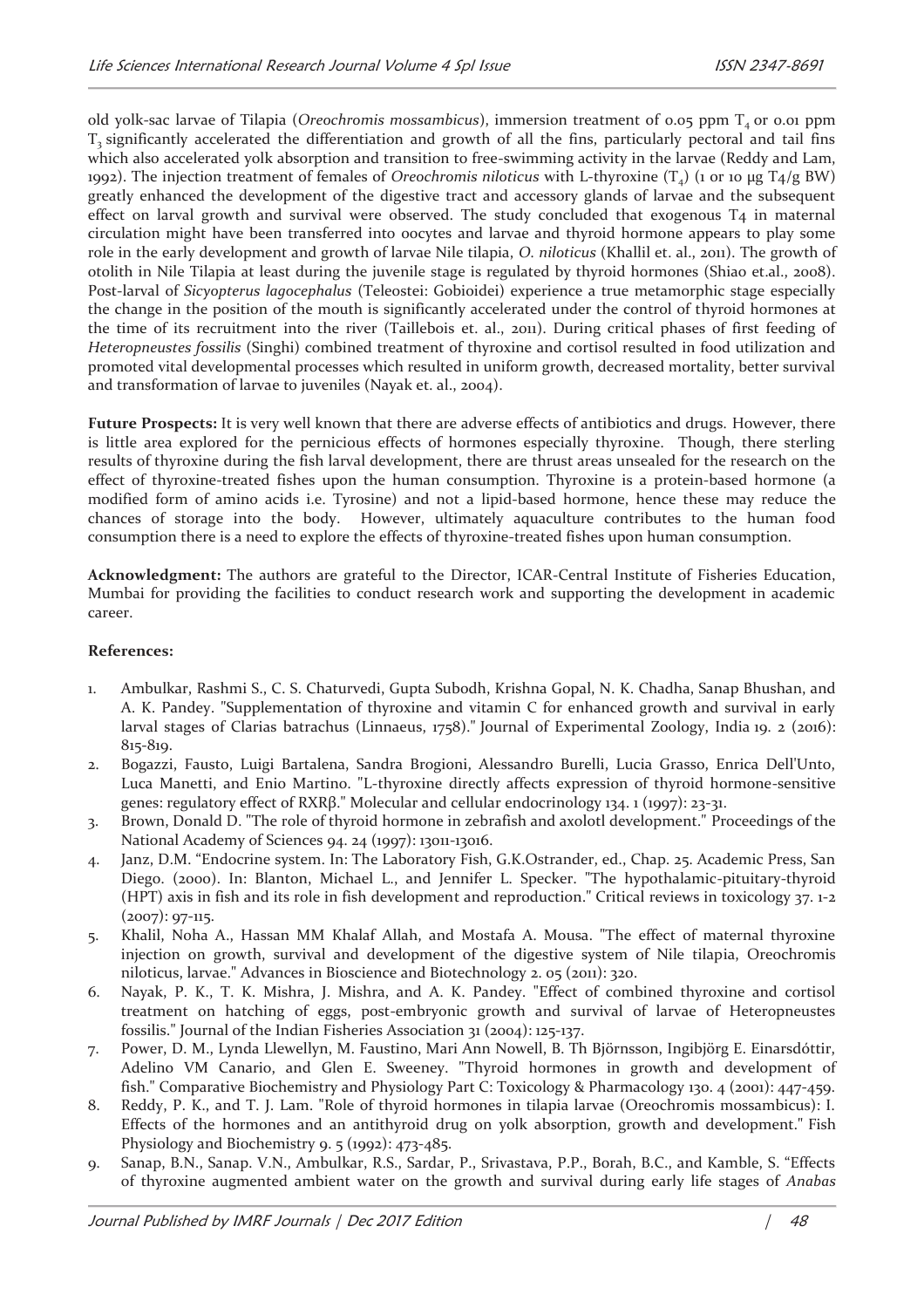old yolk-sac larvae of Tilapia (*Oreochromis mossambicus*), immersion treatment of 0.05 ppm $T_4$ or 0.01 ppm $T_3$ significantly accelerated the differentiation and growth of all the fins, particularly pectoral and tail fins which also accelerated yolk absorption and transition to free-swimming activity in the larvae (Reddy and Lam, 1992). The injection treatment of females of *Oreochromis niloticus* with L-thyroxine ($T_4$) (1 or 10 μg T4/g BW) greatly enhanced the development of the digestive tract and accessory glands of larvae and the subsequent effect on larval growth and survival were observed. The study concluded that exogenous T4 in maternal circulation might have been transferred into oocytes and larvae and thyroid hormone appears to play some role in the early development and growth of larvae Nile tilapia, *O. niloticus* (Khallil et. al., 2011). The growth of otolith in Nile Tilapia at least during the juvenile stage is regulated by thyroid hormones (Shiao et.al., 2008). Post-larval of *Sicyopterus lagocephalus* (Teleostei: Gobioidei) experience a true metamorphic stage especially the change in the position of the mouth is significantly accelerated under the control of thyroid hormones at the time of its recruitment into the river (Taillebois et. al., 2011). During critical phases of first feeding of *Heteropneustes fossilis* (Singhi) combined treatment of thyroxine and cortisol resulted in food utilization and promoted vital developmental processes which resulted in uniform growth, decreased mortality, better survival and transformation of larvae to juveniles (Nayak et. al., 2004).

**Future Prospects:** It is very well known that there are adverse effects of antibiotics and drugs. However, there is little area explored for the pernicious effects of hormones especially thyroxine. Though, there sterling results of thyroxine during the fish larval development, there are thrust areas unsealed for the research on the effect of thyroxine-treated fishes upon the human consumption. Thyroxine is a protein-based hormone (a modified form of amino acids i.e. Tyrosine) and not a lipid-based hormone, hence these may reduce the chances of storage into the body. However, ultimately aquaculture contributes to the human food consumption there is a need to explore the effects of thyroxine-treated fishes upon human consumption.

**Acknowledgment:** The authors are grateful to the Director, ICAR-Central Institute of Fisheries Education, Mumbai for providing the facilities to conduct research work and supporting the development in academic career.

**References:**

1. Ambulkar, Rashmi S., C. S. Chaturvedi, Gupta Subodh, Krishna Gopal, N. K. Chadha, Sanap Bhushan, and A. K. Pandey. "Supplementation of thyroxine and vitamin C for enhanced growth and survival in early larval stages of Clarias batrachus (Linnaeus, 1758)." Journal of Experimental Zoology, India 19. 2 (2016): 815-819.
2. Bogazzi, Fausto, Luigi Bartalena, Sandra Brogioni, Alessandro Burelli, Lucia Grasso, Enrica Dell'Unto, Luca Manetti, and Enio Martino. "L-thyroxine directly affects expression of thyroid hormone-sensitive genes: regulatory effect of RXRβ." Molecular and cellular endocrinology 134. 1 (1997): 23-31.
3. Brown, Donald D. "The role of thyroid hormone in zebrafish and axolotl development." Proceedings of the National Academy of Sciences 94. 24 (1997): 13011-13016.
4. Janz, D.M. "Endocrine system. In: The Laboratory Fish, G.K.Ostrander, ed., Chap. 25. Academic Press, San Diego. (2000). In: Blanton, Michael L., and Jennifer L. Specker. "The hypothalamic-pituitary-thyroid (HPT) axis in fish and its role in fish development and reproduction." Critical reviews in toxicology 37. 1-2 (2007): 97-115.
5. Khalil, Noha A., Hassan MM Khalaf Allah, and Mostafa A. Mousa. "The effect of maternal thyroxine injection on growth, survival and development of the digestive system of Nile tilapia, Oreochromis niloticus, larvae." Advances in Bioscience and Biotechnology 2. 05 (2011): 320.
6. Nayak, P. K., T. K. Mishra, J. Mishra, and A. K. Pandey. "Effect of combined thyroxine and cortisol treatment on hatching of eggs, post-embryonic growth and survival of larvae of Heteropneustes fossilis." Journal of the Indian Fisheries Association 31 (2004): 125-137.
7. Power, D. M., Lynda Llewellyn, M. Faustino, Mari Ann Nowell, B. Th Björnsson, Ingibjörg E. Einarsdóttir, Adelino VM Canario, and Glen E. Sweeney. "Thyroid hormones in growth and development of fish." Comparative Biochemistry and Physiology Part C: Toxicology & Pharmacology 130. 4 (2001): 447-459.
8. Reddy, P. K., and T. J. Lam. "Role of thyroid hormones in tilapia larvae (Oreochromis mossambicus): I. Effects of the hormones and an antithyroid drug on yolk absorption, growth and development." Fish Physiology and Biochemistry 9. 5 (1992): 473-485.
9. Sanap, B.N., Sanap. V.N., Ambulkar, R.S., Sardar, P., Srivastava, P.P., Borah, B.C., and Kamble, S. "Effects of thyroxine augmented ambient water on the growth and survival during early life stages of *Anabas*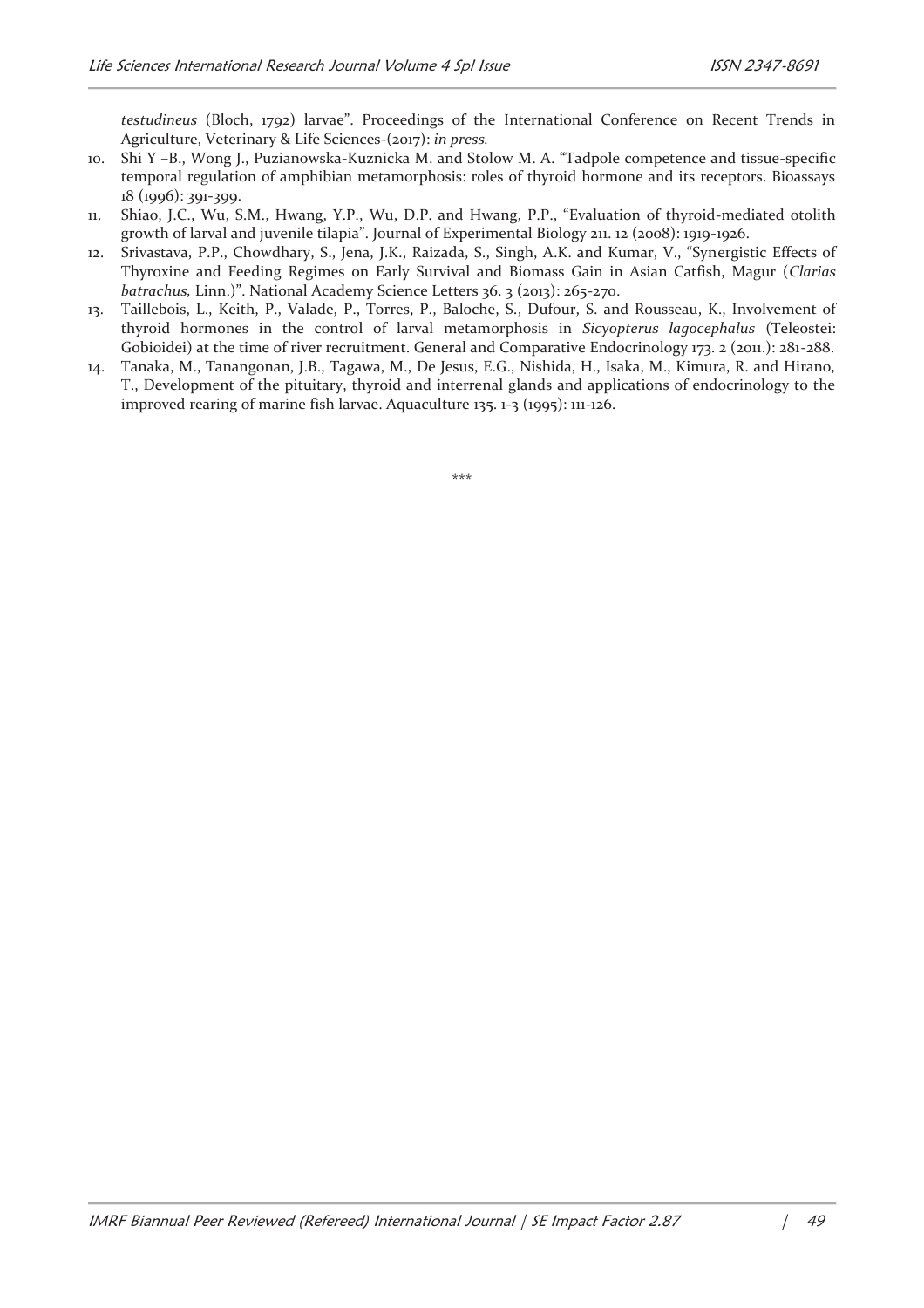*testudineus* (Bloch, 1792) larvae". Proceedings of the International Conference on Recent Trends in Agriculture, Veterinary & Life Sciences-(2017): *in press.*

10. Shi Y –B., Wong J., Puzianowska-Kuznicka M. and Stolow M. A. "Tadpole competence and tissue-specific temporal regulation of amphibian metamorphosis: roles of thyroid hormone and its receptors. Bioassays 18 (1996): 391-399.
11. Shiao, J.C., Wu, S.M., Hwang, Y.P., Wu, D.P. and Hwang, P.P., "Evaluation of thyroid-mediated otolith growth of larval and juvenile tilapia". Journal of Experimental Biology 211. 12 (2008): 1919-1926.
12. Srivastava, P.P., Chowdhary, S., Jena, J.K., Raizada, S., Singh, A.K. and Kumar, V., "Synergistic Effects of Thyroxine and Feeding Regimes on Early Survival and Biomass Gain in Asian Catfish, Magur (*Clarias batrachus,* Linn.)". National Academy Science Letters 36. 3 (2013): 265-270.
13. Taillebois, L., Keith, P., Valade, P., Torres, P., Baloche, S., Dufour, S. and Rousseau, K., Involvement of thyroid hormones in the control of larval metamorphosis in *Sicyopterus lagocephalus* (Teleostei: Gobioidei) at the time of river recruitment. General and Comparative Endocrinology 173. 2 (2011.): 281-288.
14. Tanaka, M., Tanangonan, J.B., Tagawa, M., De Jesus, E.G., Nishida, H., Isaka, M., Kimura, R. and Hirano, T., Development of the pituitary, thyroid and interrenal glands and applications of endocrinology to the improved rearing of marine fish larvae. Aquaculture 135. 1-3 (1995): 111-126.

***